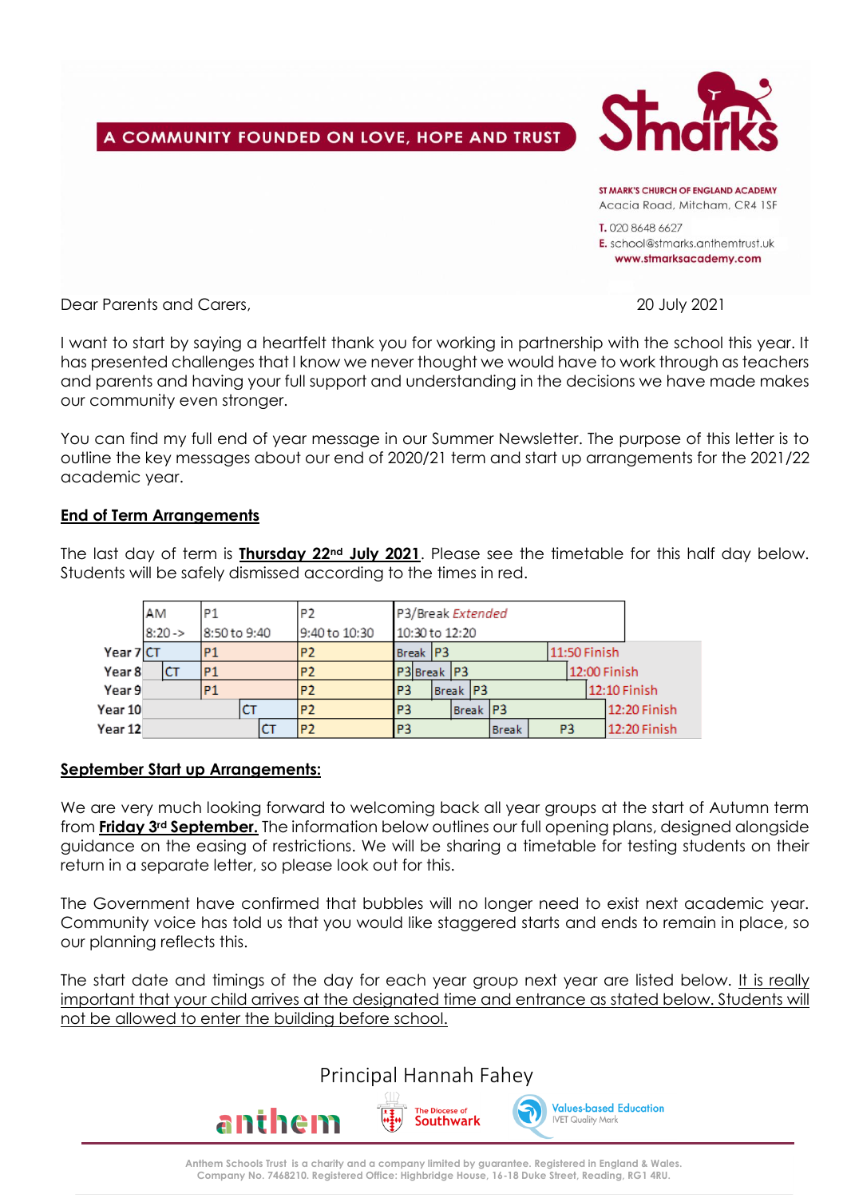A COMMUNITY FOUNDED ON LOVE, HOPE AND TRUST

**ST MARK'S CHURCH OF ENGLAND ACADEMY**
Acacia Road, Mitcham, CR4 1SF
T. 020 8648 6627
E. school@stmarks.anthemtrust.uk
www.stmarksacademy.com

Dear Parents and Carers,

20 July 2021

I want to start by saying a heartfelt thank you for working in partnership with the school this year. It has presented challenges that I know we never thought we would have to work through as teachers and parents and having your full support and understanding in the decisions we have made makes our community even stronger.

You can find my full end of year message in our Summer Newsletter. The purpose of this letter is to outline the key messages about our end of 2020/21 term and start up arrangements for the 2021/22 academic year.

## End of Term Arrangements

The last day of term is **Thursday 22nd July 2021**. Please see the timetable for this half day below. Students will be safely dismissed according to the times in red.

| | AM | P1 | P2 | P3/Break *Extended* | |
|---|---|---|---|---|---|
| | 8:20 -> | 8:50 to 9:40 | 9:40 to 10:30 | 10:30 to 12:20 | |
| Year 7 | CT | P1 | P2 | Break P3 | 11:50 Finish |
| Year 8 | CT | P1 | P2 | P3 Break P3 | 12:00 Finish |
| Year 9 | | P1 | P2 | P3 Break P3 | 12:10 Finish |
| Year 10 | | CT | P2 | P3 Break P3 | 12:20 Finish |
| Year 12 | | CT | P2 | P3 Break P3 | 12:20 Finish |

## September Start up Arrangements:

We are very much looking forward to welcoming back all year groups at the start of Autumn term from **Friday 3rd September.** The information below outlines our full opening plans, designed alongside guidance on the easing of restrictions. We will be sharing a timetable for testing students on their return in a separate letter, so please look out for this.

The Government have confirmed that bubbles will no longer need to exist next academic year. Community voice has told us that you would like staggered starts and ends to remain in place, so our planning reflects this.

The start date and timings of the day for each year group next year are listed below. It is really important that your child arrives at the designated time and entrance as stated below. Students will not be allowed to enter the building before school.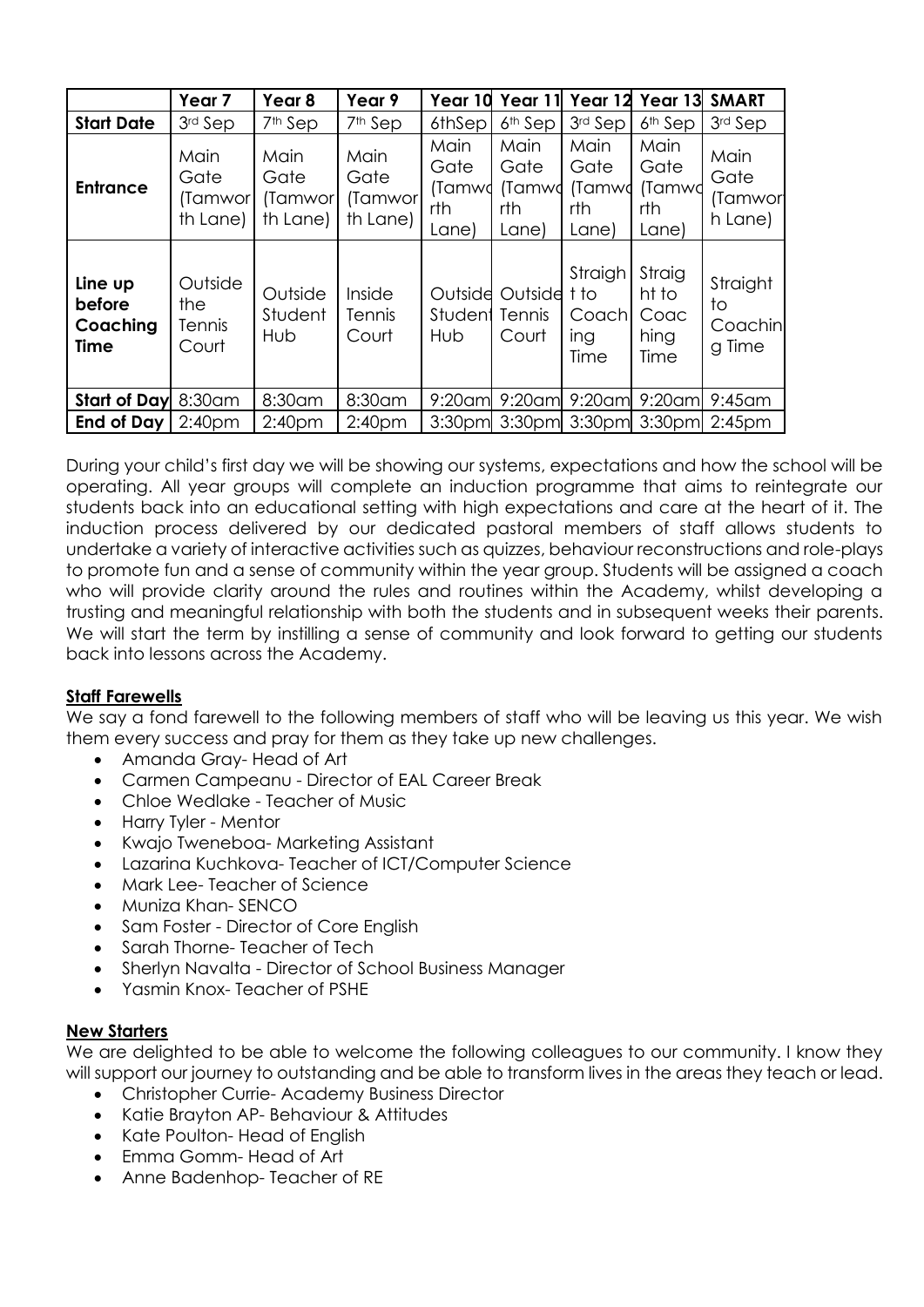| | Year 7 | Year 8 | Year 9 | Year 10 | Year 11 | Year 12 | Year 13 | SMART |
|---|---|---|---|---|---|---|---|---|
| **Start Date** | 3rd Sep | 7th Sep | 7th Sep | 6thSep | 6th Sep | 3rd Sep | 6th Sep | 3rd Sep |
| **Entrance** | Main Gate (Tamworth Lane) | Main Gate (Tamworth Lane) | Main Gate (Tamworth Lane) | Main Gate (Tamworth Lane) | Main Gate (Tamworth Lane) | Main Gate (Tamworth Lane) | Main Gate (Tamworth Lane) | Main Gate (Tamworth Lane) |
| **Line up before Coaching Time** | Outside the Tennis Court | Outside Student Hub | Inside Tennis Court | Outside Student Hub | Outside Tennis Court | Straight to Coaching Time | Straight to Coaching Time | Straight to Coaching Time |
| **Start of Day** | 8:30am | 8:30am | 8:30am | 9:20am | 9:20am | 9:20am | 9:20am | 9:45am |
| **End of Day** | 2:40pm | 2:40pm | 2:40pm | 3:30pm | 3:30pm | 3:30pm | 3:30pm | 2:45pm |

During your child's first day we will be showing our systems, expectations and how the school will be operating. All year groups will complete an induction programme that aims to reintegrate our students back into an educational setting with high expectations and care at the heart of it. The induction process delivered by our dedicated pastoral members of staff allows students to undertake a variety of interactive activities such as quizzes, behaviour reconstructions and role-plays to promote fun and a sense of community within the year group. Students will be assigned a coach who will provide clarity around the rules and routines within the Academy, whilst developing a trusting and meaningful relationship with both the students and in subsequent weeks their parents. We will start the term by instilling a sense of community and look forward to getting our students back into lessons across the Academy.

## Staff Farewells

We say a fond farewell to the following members of staff who will be leaving us this year. We wish them every success and pray for them as they take up new challenges.

- Amanda Gray- Head of Art
- Carmen Campeanu - Director of EAL Career Break
- Chloe Wedlake - Teacher of Music
- Harry Tyler - Mentor
- Kwajo Tweneboa- Marketing Assistant
- Lazarina Kuchkova- Teacher of ICT/Computer Science
- Mark Lee- Teacher of Science
- Muniza Khan- SENCO
- Sam Foster - Director of Core English
- Sarah Thorne- Teacher of Tech
- Sherlyn Navalta - Director of School Business Manager
- Yasmin Knox- Teacher of PSHE

## New Starters

We are delighted to be able to welcome the following colleagues to our community. I know they will support our journey to outstanding and be able to transform lives in the areas they teach or lead.

- Christopher Currie- Academy Business Director
- Katie Brayton AP- Behaviour & Attitudes
- Kate Poulton- Head of English
- Emma Gomm- Head of Art
- Anne Badenhop- Teacher of RE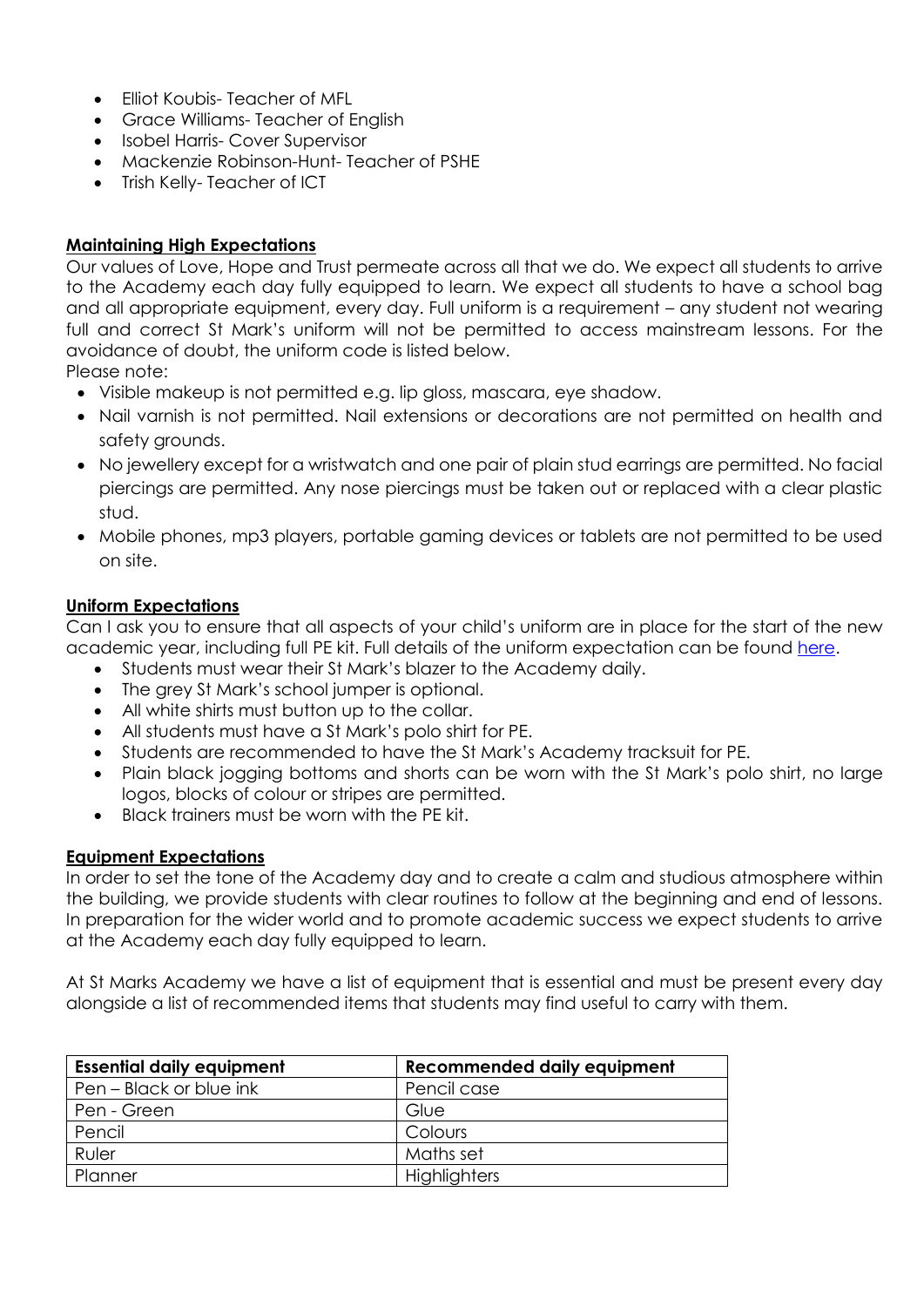- Elliot Koubis- Teacher of MFL
- Grace Williams- Teacher of English
- Isobel Harris- Cover Supervisor
- Mackenzie Robinson-Hunt- Teacher of PSHE
- Trish Kelly- Teacher of ICT

**Maintaining High Expectations**

Our values of Love, Hope and Trust permeate across all that we do. We expect all students to arrive to the Academy each day fully equipped to learn. We expect all students to have a school bag and all appropriate equipment, every day. Full uniform is a requirement – any student not wearing full and correct St Mark's uniform will not be permitted to access mainstream lessons. For the avoidance of doubt, the uniform code is listed below.

Please note:

- Visible makeup is not permitted e.g. lip gloss, mascara, eye shadow.
- Nail varnish is not permitted. Nail extensions or decorations are not permitted on health and safety grounds.
- No jewellery except for a wristwatch and one pair of plain stud earrings are permitted. No facial piercings are permitted. Any nose piercings must be taken out or replaced with a clear plastic stud.
- Mobile phones, mp3 players, portable gaming devices or tablets are not permitted to be used on site.

**Uniform Expectations**

Can I ask you to ensure that all aspects of your child's uniform are in place for the start of the new academic year, including full PE kit. Full details of the uniform expectation can be found here.

- Students must wear their St Mark's blazer to the Academy daily.
- The grey St Mark's school jumper is optional.
- All white shirts must button up to the collar.
- All students must have a St Mark's polo shirt for PE.
- Students are recommended to have the St Mark's Academy tracksuit for PE.
- Plain black jogging bottoms and shorts can be worn with the St Mark's polo shirt, no large logos, blocks of colour or stripes are permitted.
- Black trainers must be worn with the PE kit.

**Equipment Expectations**

In order to set the tone of the Academy day and to create a calm and studious atmosphere within the building, we provide students with clear routines to follow at the beginning and end of lessons. In preparation for the wider world and to promote academic success we expect students to arrive at the Academy each day fully equipped to learn.

At St Marks Academy we have a list of equipment that is essential and must be present every day alongside a list of recommended items that students may find useful to carry with them.

| Essential daily equipment | Recommended daily equipment |
|---|---|
| Pen – Black or blue ink | Pencil case |
| Pen - Green | Glue |
| Pencil | Colours |
| Ruler | Maths set |
| Planner | Highlighters |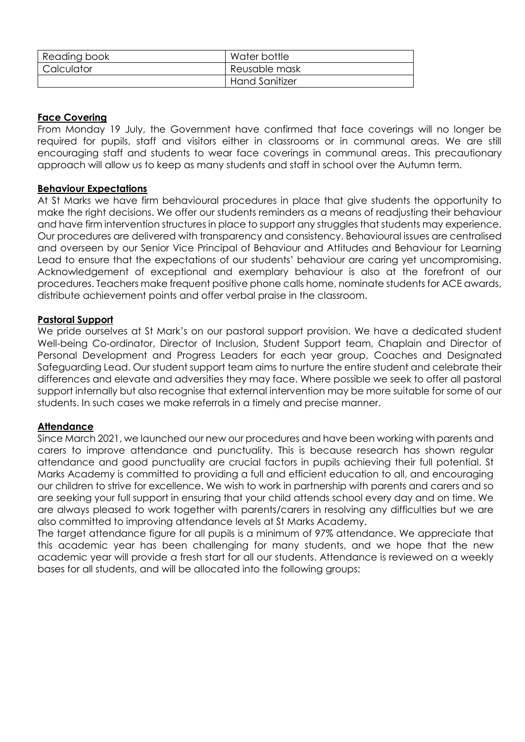| Reading book | Water bottle |
|---|---|
| Calculator | Reusable mask |
| | Hand Sanitizer |

## Face Covering

From Monday 19 July, the Government have confirmed that face coverings will no longer be required for pupils, staff and visitors either in classrooms or in communal areas. We are still encouraging staff and students to wear face coverings in communal areas. This precautionary approach will allow us to keep as many students and staff in school over the Autumn term.

## Behaviour Expectations

At St Marks we have firm behavioural procedures in place that give students the opportunity to make the right decisions. We offer our students reminders as a means of readjusting their behaviour and have firm intervention structures in place to support any struggles that students may experience. Our procedures are delivered with transparency and consistency. Behavioural issues are centralised and overseen by our Senior Vice Principal of Behaviour and Attitudes and Behaviour for Learning Lead to ensure that the expectations of our students' behaviour are caring yet uncompromising. Acknowledgement of exceptional and exemplary behaviour is also at the forefront of our procedures. Teachers make frequent positive phone calls home, nominate students for ACE awards, distribute achievement points and offer verbal praise in the classroom.

## Pastoral Support

We pride ourselves at St Mark's on our pastoral support provision. We have a dedicated student Well-being Co-ordinator, Director of Inclusion, Student Support team, Chaplain and Director of Personal Development and Progress Leaders for each year group, Coaches and Designated Safeguarding Lead. Our student support team aims to nurture the entire student and celebrate their differences and elevate and adversities they may face. Where possible we seek to offer all pastoral support internally but also recognise that external intervention may be more suitable for some of our students. In such cases we make referrals in a timely and precise manner.

## Attendance

Since March 2021, we launched our new our procedures and have been working with parents and carers to improve attendance and punctuality. This is because research has shown regular attendance and good punctuality are crucial factors in pupils achieving their full potential. St Marks Academy is committed to providing a full and efficient education to all, and encouraging our children to strive for excellence. We wish to work in partnership with parents and carers and so are seeking your full support in ensuring that your child attends school every day and on time. We are always pleased to work together with parents/carers in resolving any difficulties but we are also committed to improving attendance levels at St Marks Academy.

The target attendance figure for all pupils is a minimum of 97% attendance. We appreciate that this academic year has been challenging for many students, and we hope that the new academic year will provide a fresh start for all our students. Attendance is reviewed on a weekly bases for all students, and will be allocated into the following groups: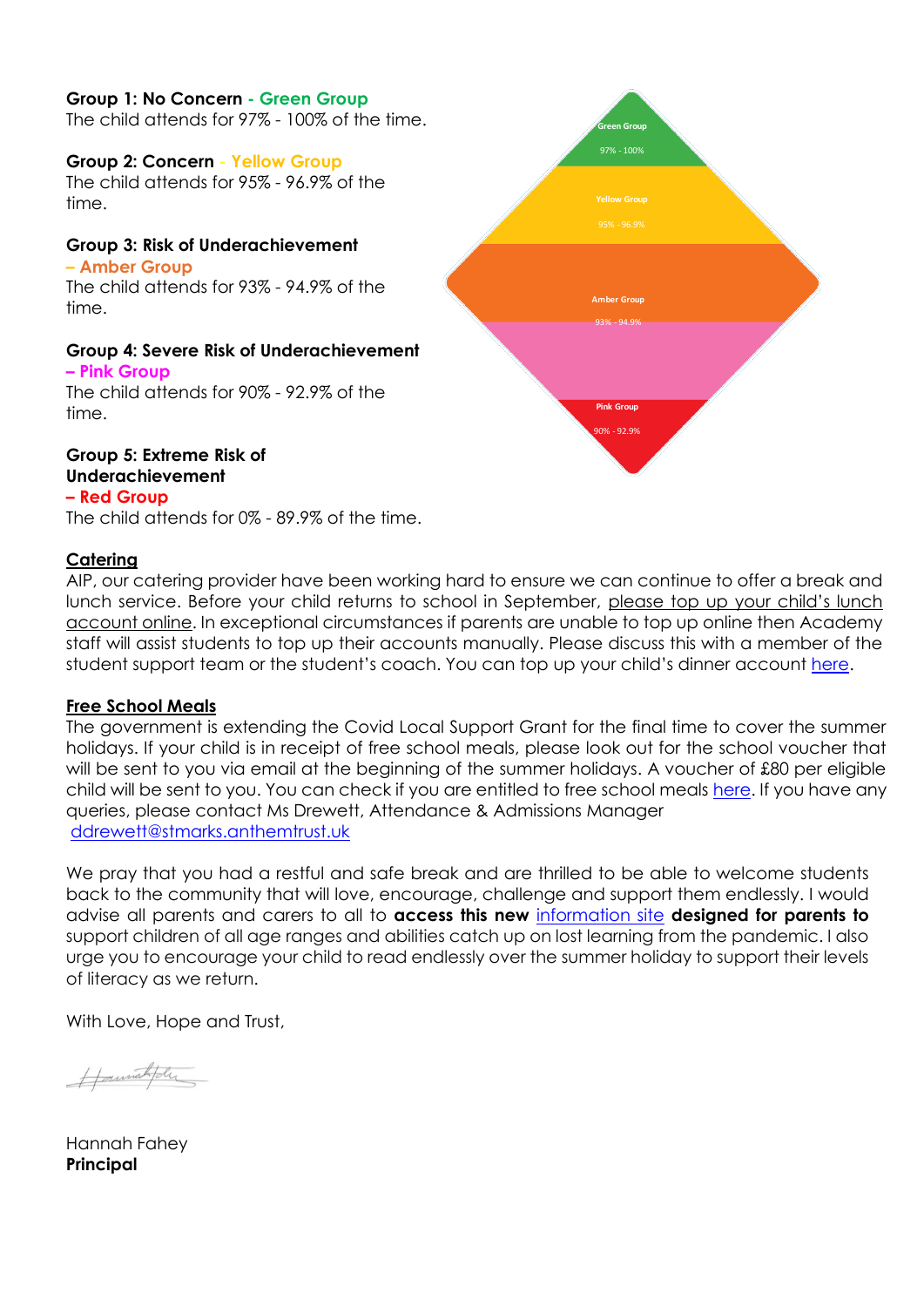**Group 1: No Concern - Green Group**
The child attends for 97% - 100% of the time.

**Group 2: Concern - Yellow Group**
The child attends for 95% - 96.9% of the time.

**Group 3: Risk of Underachievement – Amber Group**
The child attends for 93% - 94.9% of the time.

**Group 4: Severe Risk of Underachievement – Pink Group**
The child attends for 90% - 92.9% of the time.

**Group 5: Extreme Risk of Underachievement – Red Group**
The child attends for 0% - 89.9% of the time.

Green Group
97% - 100%
Yellow Group
95% - 96.9%
Amber Group
93% - 94.9%
Pink Group
90% - 92.9%

## Catering

AIP, our catering provider have been working hard to ensure we can continue to offer a break and lunch service. Before your child returns to school in September, please top up your child's lunch account online. In exceptional circumstances if parents are unable to top up online then Academy staff will assist students to top up their accounts manually. Please discuss this with a member of the student support team or the student's coach. You can top up your child's dinner account here.

## Free School Meals

The government is extending the Covid Local Support Grant for the final time to cover the summer holidays. If your child is in receipt of free school meals, please look out for the school voucher that will be sent to you via email at the beginning of the summer holidays. A voucher of £80 per eligible child will be sent to you. You can check if you are entitled to free school meals here. If you have any queries, please contact Ms Drewett, Attendance & Admissions Manager ddrewett@stmarks.anthemtrust.uk

We pray that you had a restful and safe break and are thrilled to be able to welcome students back to the community that will love, encourage, challenge and support them endlessly. I would advise all parents and carers to all to **access this new** information site **designed for parents to** support children of all age ranges and abilities catch up on lost learning from the pandemic. I also urge you to encourage your child to read endlessly over the summer holiday to support their levels of literacy as we return.

With Love, Hope and Trust,

Hannah Fahey
**Principal**